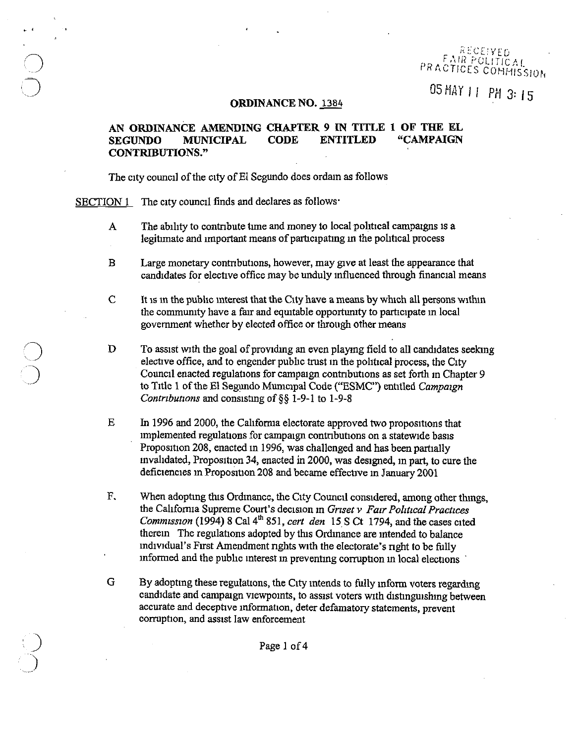RECEIVED
FAIR POLITICAL
PRACTICES COMMISSION

05 MAY 11 PM 3:15

**ORDINANCE NO. 1384**

**AN ORDINANCE AMENDING CHAPTER 9 IN TITLE 1 OF THE EL SEGUNDO MUNICIPAL CODE ENTITLED "CAMPAIGN CONTRIBUTIONS."**

The city council of the city of El Segundo does ordain as follows

SECTION 1 The city council finds and declares as follows·

A The ability to contribute time and money to local political campaigns is a legitimate and important means of participating in the political process

B Large monetary contributions, however, may give at least the appearance that candidates for elective office may be unduly influenced through financial means

C It is in the public interest that the City have a means by which all persons within the community have a fair and equitable opportunity to participate in local government whether by elected office or through other means

D To assist with the goal of providing an even playing field to all candidates seeking elective office, and to engender public trust in the political process, the City Council enacted regulations for campaign contributions as set forth in Chapter 9 to Title 1 of the El Segundo Municipal Code ("ESMC") entitled *Campaign Contributions* and consisting of §§ 1-9-1 to 1-9-8

E In 1996 and 2000, the California electorate approved two propositions that implemented regulations for campaign contributions on a statewide basis Proposition 208, enacted in 1996, was challenged and has been partially invalidated, Proposition 34, enacted in 2000, was designed, in part, to cure the deficiencies in Proposition 208 and became effective in January 2001

F. When adopting this Ordinance, the City Council considered, among other things, the California Supreme Court's decision in *Griset v Fair Political Practices Commission* (1994) 8 Cal 4th 851, *cert den* 15 S Ct 1794, and the cases cited therein The regulations adopted by this Ordinance are intended to balance individual's First Amendment rights with the electorate's right to be fully informed and the public interest in preventing corruption in local elections

G By adopting these regulations, the City intends to fully inform voters regarding candidate and campaign viewpoints, to assist voters with distinguishing between accurate and deceptive information, deter defamatory statements, prevent corruption, and assist law enforcement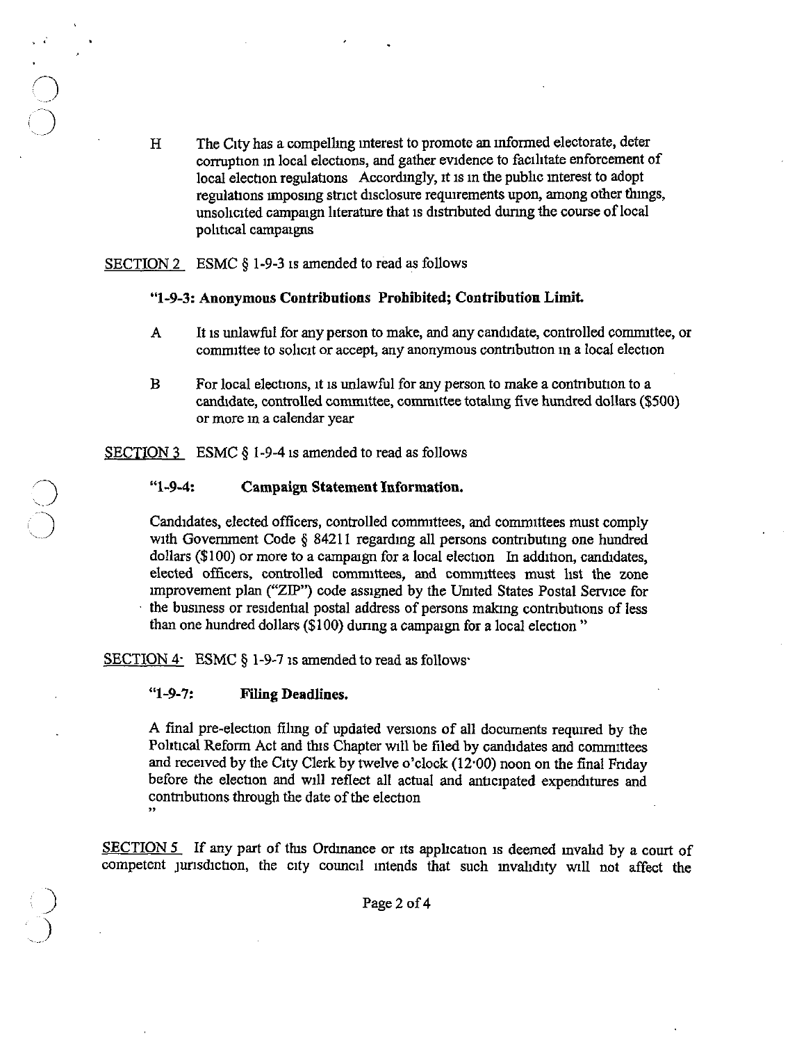H The City has a compelling interest to promote an informed electorate, deter corruption in local elections, and gather evidence to facilitate enforcement of local election regulations Accordingly, it is in the public interest to adopt regulations imposing strict disclosure requirements upon, among other things, unsolicited campaign literature that is distributed during the course of local political campaigns

<u>SECTION 2</u> ESMC § 1-9-3 is amended to read as follows

**"1-9-3: Anonymous Contributions Prohibited; Contribution Limit.**

A It is unlawful for any person to make, and any candidate, controlled committee, or committee to solicit or accept, any anonymous contribution in a local election

B For local elections, it is unlawful for any person to make a contribution to a candidate, controlled committee, committee totaling five hundred dollars ($500) or more in a calendar year

<u>SECTION 3</u> ESMC § 1-9-4 is amended to read as follows

**"1-9-4: Campaign Statement Information.**

Candidates, elected officers, controlled committees, and committees must comply with Government Code § 84211 regarding all persons contributing one hundred dollars ($100) or more to a campaign for a local election In addition, candidates, elected officers, controlled committees, and committees must list the zone improvement plan ("ZIP") code assigned by the United States Postal Service for the business or residential postal address of persons making contributions of less than one hundred dollars ($100) during a campaign for a local election "

<u>SECTION 4</u> ESMC § 1-9-7 is amended to read as follows

**"1-9-7: Filing Deadlines.**

A final pre-election filing of updated versions of all documents required by the Political Reform Act and this Chapter will be filed by candidates and committees and received by the City Clerk by twelve o'clock (12:00) noon on the final Friday before the election and will reflect all actual and anticipated expenditures and contributions through the date of the election
"

<u>SECTION 5</u> If any part of this Ordinance or its application is deemed invalid by a court of competent jurisdiction, the city council intends that such invalidity will not affect the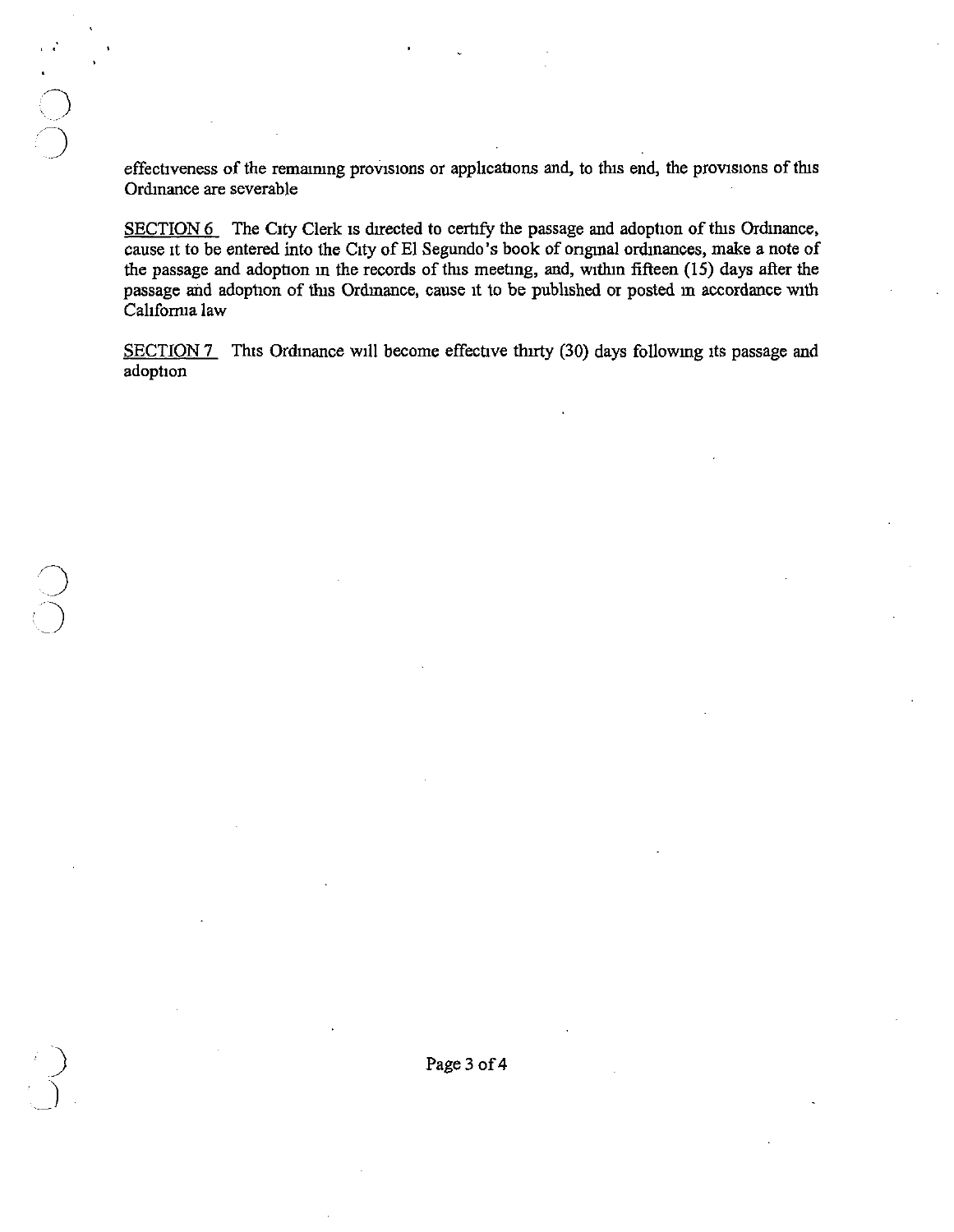effectiveness of the remaining provisions or applications and, to this end, the provisions of this Ordinance are severable

SECTION 6  The City Clerk is directed to certify the passage and adoption of this Ordinance, cause it to be entered into the City of El Segundo's book of original ordinances, make a note of the passage and adoption in the records of this meeting, and, within fifteen (15) days after the passage and adoption of this Ordinance, cause it to be published or posted in accordance with California law

SECTION 7  This Ordinance will become effective thirty (30) days following its passage and adoption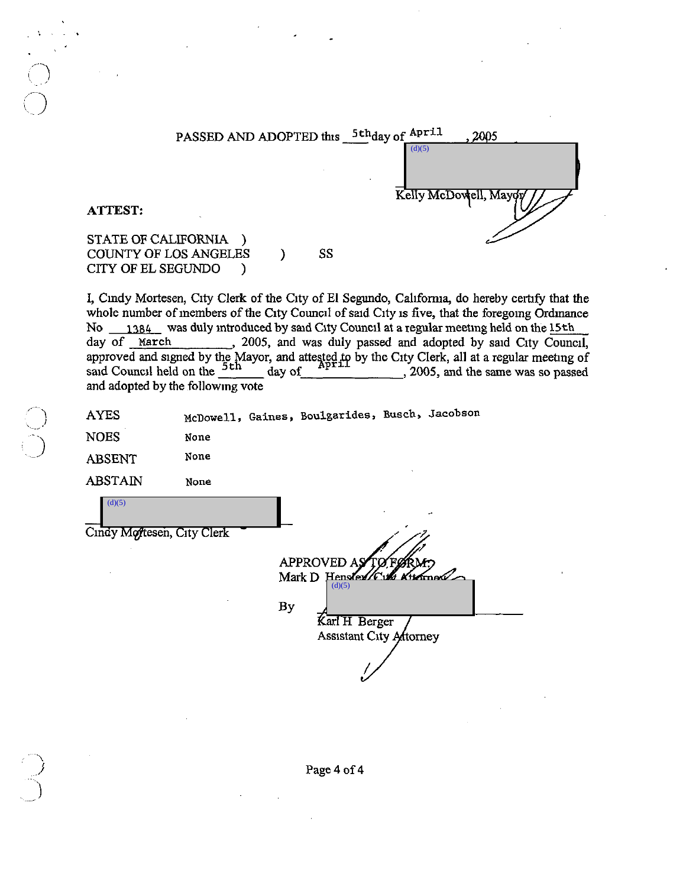PASSED AND ADOPTED this 5th day of April, 2005

(d)(5)

Kelly McDowell, Mayor

**ATTEST:**

STATE OF CALIFORNIA )
COUNTY OF LOS ANGELES ) SS
CITY OF EL SEGUNDO )

I, Cindy Mortesen, City Clerk of the City of El Segundo, California, do hereby certify that the whole number of members of the City Council of said City is five, that the foregoing Ordinance No 1384 was duly introduced by said City Council at a regular meeting held on the 15th day of March, 2005, and was duly passed and adopted by said City Council, approved and signed by the Mayor, and attested to by the City Clerk, all at a regular meeting of said Council held on the 5th day of April, 2005, and the same was so passed and adopted by the following vote

| | |
|---|---|
| AYES | McDowell, Gaines, Boulgarides, Busch, Jacobson |
| NOES | None |
| ABSENT | None |
| ABSTAIN | None |

(d)(5)

Cindy Mortesen, City Clerk

APPROVED AS TO FORM:
Mark D Hensley, City Attorney

By (d)(5)

Karl H Berger
Assistant City Attorney